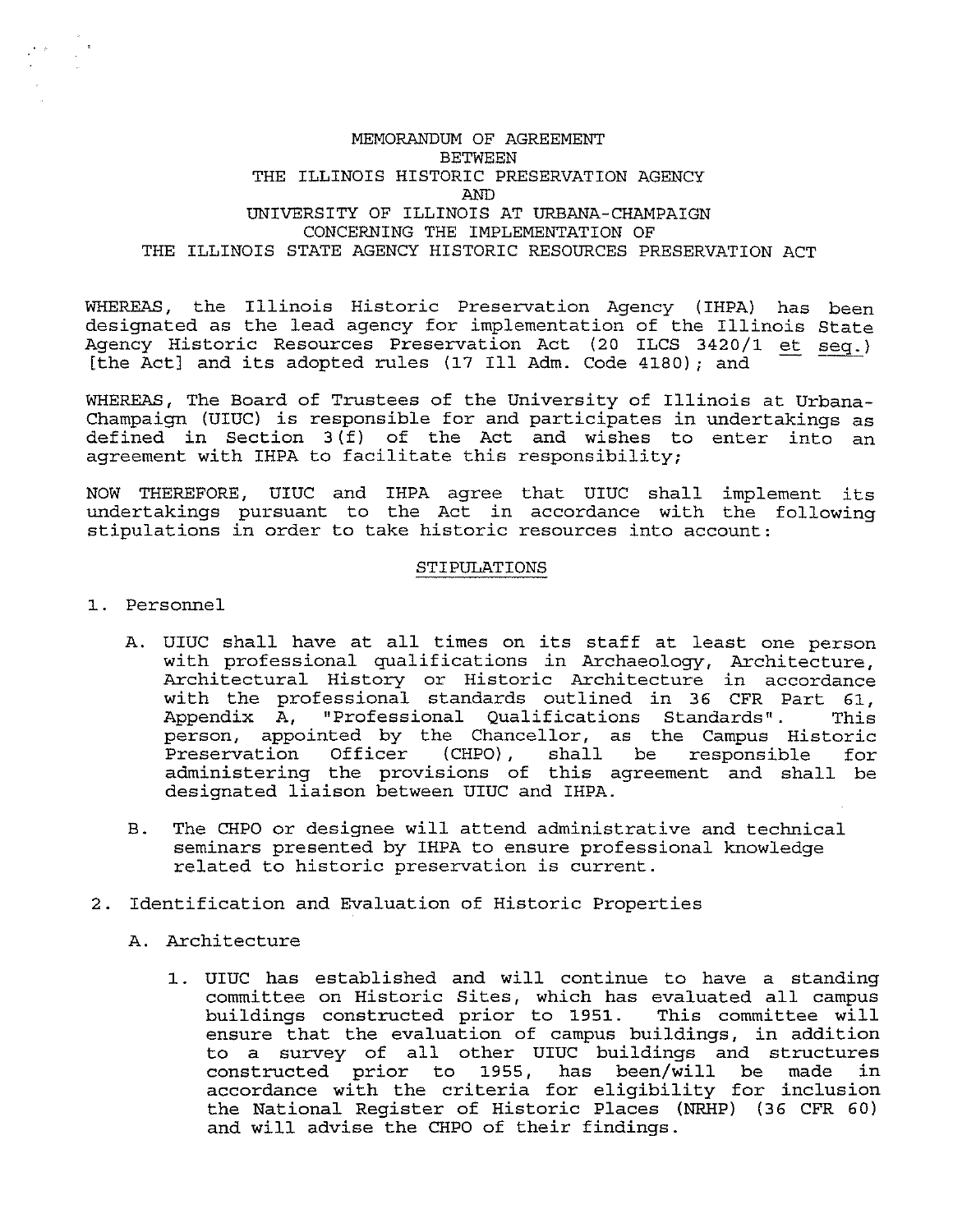# MEMORANDUM OF AGREEMENT
## BETWEEN
## THE ILLINOIS HISTORIC PRESERVATION AGENCY
## AND
## UNIVERSITY OF ILLINOIS AT URBANA-CHAMPAIGN
## CONCERNING THE IMPLEMENTATION OF
## THE ILLINOIS STATE AGENCY HISTORIC RESOURCES PRESERVATION ACT

WHEREAS, the Illinois Historic Preservation Agency (IHPA) has been designated as the lead agency for implementation of the Illinois State Agency Historic Resources Preservation Act (20 ILCS 3420/1 et seq.) [the Act] and its adopted rules (17 Ill Adm. Code 4180); and

WHEREAS, The Board of Trustees of the University of Illinois at Urbana-Champaign (UIUC) is responsible for and participates in undertakings as defined in Section 3(f) of the Act and wishes to enter into an agreement with IHPA to facilitate this responsibility;

NOW THEREFORE, UIUC and IHPA agree that UIUC shall implement its undertakings pursuant to the Act in accordance with the following stipulations in order to take historic resources into account:

## STIPULATIONS

1. Personnel

   A. UIUC shall have at all times on its staff at least one person with professional qualifications in Archaeology, Architecture, Architectural History or Historic Architecture in accordance with the professional standards outlined in 36 CFR Part 61, Appendix A, "Professional Qualifications Standards". This person, appointed by the Chancellor, as the Campus Historic Preservation Officer (CHPO), shall be responsible for administering the provisions of this agreement and shall be designated liaison between UIUC and IHPA.

   B. The CHPO or designee will attend administrative and technical seminars presented by IHPA to ensure professional knowledge related to historic preservation is current.

2. Identification and Evaluation of Historic Properties

   A. Architecture

      1. UIUC has established and will continue to have a standing committee on Historic Sites, which has evaluated all campus buildings constructed prior to 1951. This committee will ensure that the evaluation of campus buildings, in addition to a survey of all other UIUC buildings and structures constructed prior to 1955, has been/will be made in accordance with the criteria for eligibility for inclusion the National Register of Historic Places (NRHP) (36 CFR 60) and will advise the CHPO of their findings.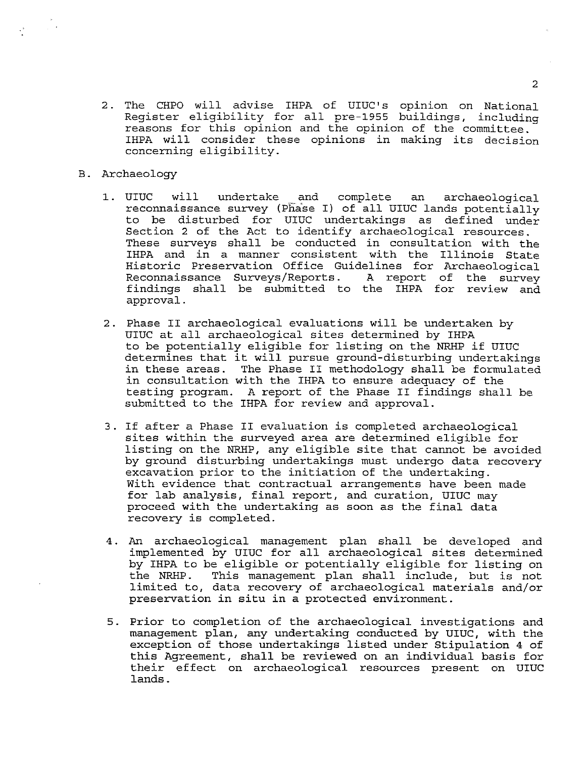2. The CHPO will advise IHPA of UIUC's opinion on National Register eligibility for all pre-1955 buildings, including reasons for this opinion and the opinion of the committee. IHPA will consider these opinions in making its decision concerning eligibility.

B. Archaeology

1. UIUC will undertake and complete an archaeological reconnaissance survey (Phase I) of all UIUC lands potentially to be disturbed for UIUC undertakings as defined under Section 2 of the Act to identify archaeological resources. These surveys shall be conducted in consultation with the IHPA and in a manner consistent with the Illinois State Historic Preservation Office Guidelines for Archaeological Reconnaissance Surveys/Reports. A report of the survey findings shall be submitted to the IHPA for review and approval.

2. Phase II archaeological evaluations will be undertaken by UIUC at all archaeological sites determined by IHPA to be potentially eligible for listing on the NRHP if UIUC determines that it will pursue ground-disturbing undertakings in these areas. The Phase II methodology shall be formulated in consultation with the IHPA to ensure adequacy of the testing program. A report of the Phase II findings shall be submitted to the IHPA for review and approval.

3. If after a Phase II evaluation is completed archaeological sites within the surveyed area are determined eligible for listing on the NRHP, any eligible site that cannot be avoided by ground disturbing undertakings must undergo data recovery excavation prior to the initiation of the undertaking. With evidence that contractual arrangements have been made for lab analysis, final report, and curation, UIUC may proceed with the undertaking as soon as the final data recovery is completed.

4. An archaeological management plan shall be developed and implemented by UIUC for all archaeological sites determined by IHPA to be eligible or potentially eligible for listing on the NRHP. This management plan shall include, but is not limited to, data recovery of archaeological materials and/or preservation in situ in a protected environment.

5. Prior to completion of the archaeological investigations and management plan, any undertaking conducted by UIUC, with the exception of those undertakings listed under Stipulation 4 of this Agreement, shall be reviewed on an individual basis for their effect on archaeological resources present on UIUC lands.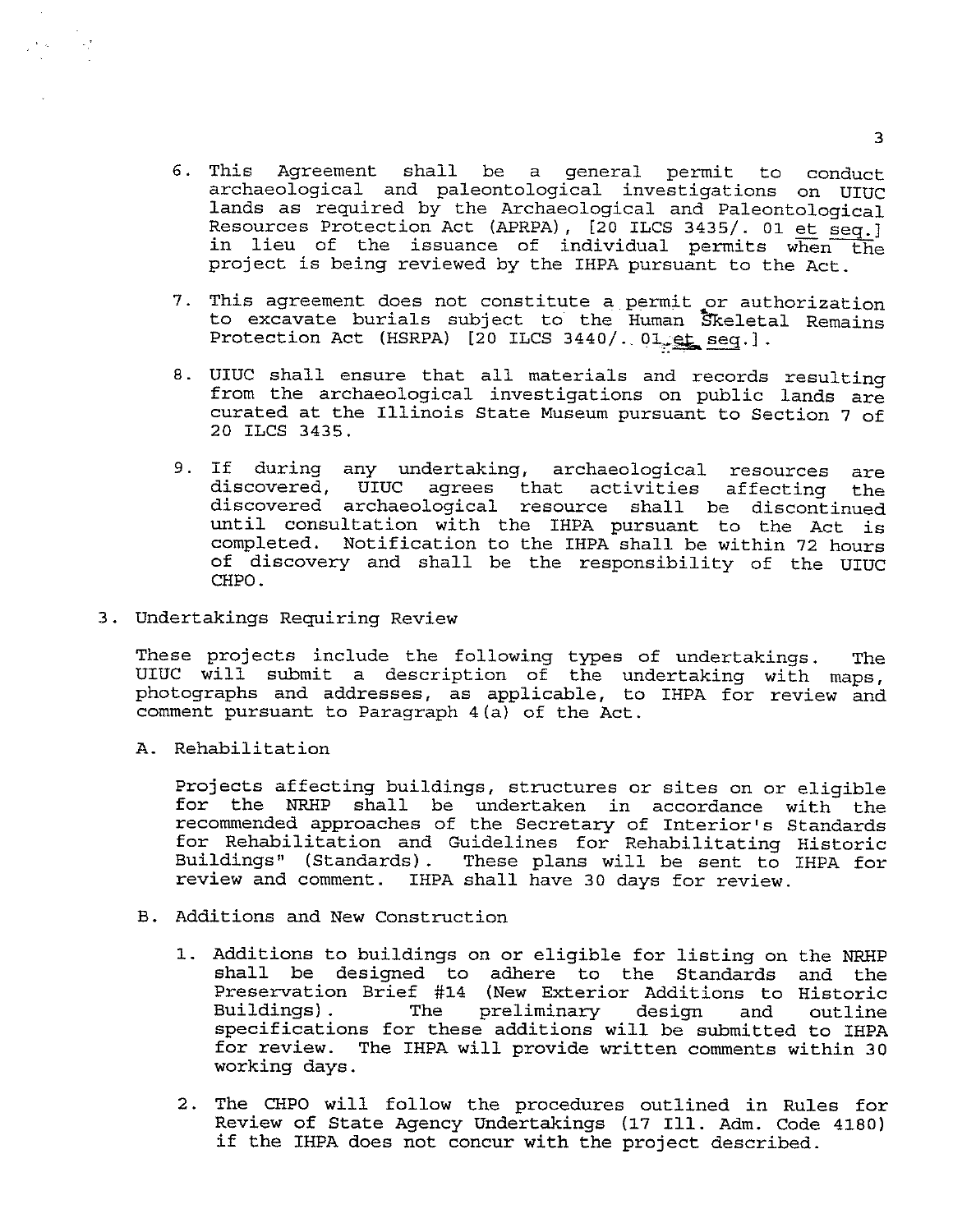6. This Agreement shall be a general permit to conduct archaeological and paleontological investigations on UIUC lands as required by the Archaeological and Paleontological Resources Protection Act (APRPA), [20 ILCS 3435/. 01 et seq.] in lieu of the issuance of individual permits when the project is being reviewed by the IHPA pursuant to the Act.

7. This agreement does not constitute a permit or authorization to excavate burials subject to the Human Skeletal Remains Protection Act (HSRPA) [20 ILCS 3440/. 01 et seq.].

8. UIUC shall ensure that all materials and records resulting from the archaeological investigations on public lands are curated at the Illinois State Museum pursuant to Section 7 of 20 ILCS 3435.

9. If during any undertaking, archaeological resources are discovered, UIUC agrees that activities affecting the discovered archaeological resource shall be discontinued until consultation with the IHPA pursuant to the Act is completed. Notification to the IHPA shall be within 72 hours of discovery and shall be the responsibility of the UIUC CHPO.

3. Undertakings Requiring Review

These projects include the following types of undertakings. The UIUC will submit a description of the undertaking with maps, photographs and addresses, as applicable, to IHPA for review and comment pursuant to Paragraph 4(a) of the Act.

A. Rehabilitation

Projects affecting buildings, structures or sites on or eligible for the NRHP shall be undertaken in accordance with the recommended approaches of the Secretary of Interior's Standards for Rehabilitation and Guidelines for Rehabilitating Historic Buildings" (Standards). These plans will be sent to IHPA for review and comment. IHPA shall have 30 days for review.

B. Additions and New Construction

1. Additions to buildings on or eligible for listing on the NRHP shall be designed to adhere to the Standards and the Preservation Brief #14 (New Exterior Additions to Historic Buildings). The preliminary design and outline specifications for these additions will be submitted to IHPA for review. The IHPA will provide written comments within 30 working days.

2. The CHPO will follow the procedures outlined in Rules for Review of State Agency Undertakings (17 Ill. Adm. Code 4180) if the IHPA does not concur with the project described.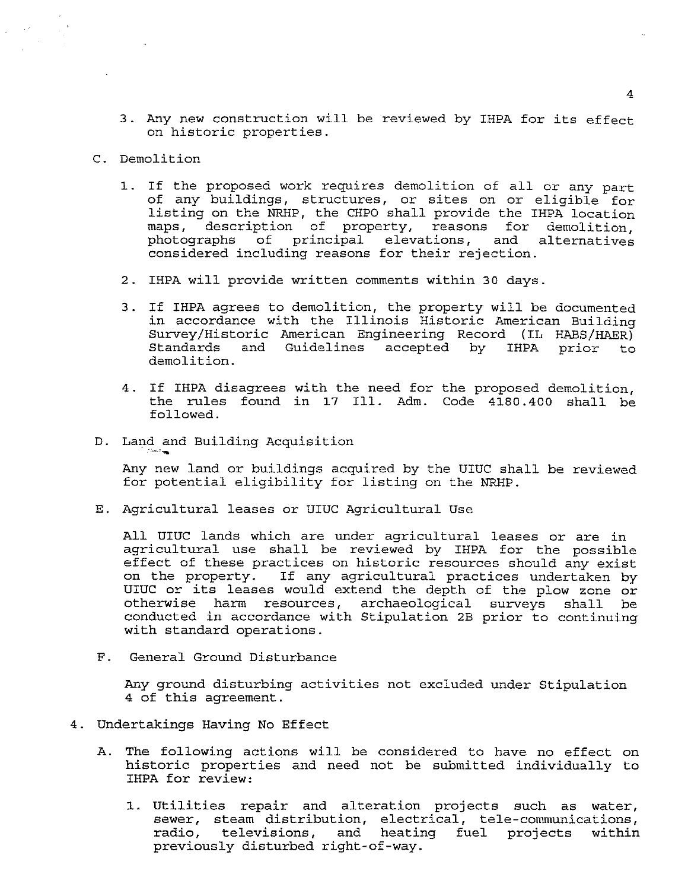3. Any new construction will be reviewed by IHPA for its effect on historic properties.

C. Demolition

1. If the proposed work requires demolition of all or any part of any buildings, structures, or sites on or eligible for listing on the NRHP, the CHPO shall provide the IHPA location maps, description of property, reasons for demolition, photographs of principal elevations, and alternatives considered including reasons for their rejection.

2. IHPA will provide written comments within 30 days.

3. If IHPA agrees to demolition, the property will be documented in accordance with the Illinois Historic American Building Survey/Historic American Engineering Record (IL HABS/HAER) Standards and Guidelines accepted by IHPA prior to demolition.

4. If IHPA disagrees with the need for the proposed demolition, the rules found in 17 Ill. Adm. Code 4180.400 shall be followed.

D. Land and Building Acquisition

Any new land or buildings acquired by the UIUC shall be reviewed for potential eligibility for listing on the NRHP.

E. Agricultural leases or UIUC Agricultural Use

All UIUC lands which are under agricultural leases or are in agricultural use shall be reviewed by IHPA for the possible effect of these practices on historic resources should any exist on the property. If any agricultural practices undertaken by UIUC or its leases would extend the depth of the plow zone or otherwise harm resources, archaeological surveys shall be conducted in accordance with Stipulation 2B prior to continuing with standard operations.

F. General Ground Disturbance

Any ground disturbing activities not excluded under Stipulation 4 of this agreement.

4. Undertakings Having No Effect

A. The following actions will be considered to have no effect on historic properties and need not be submitted individually to IHPA for review:

1. Utilities repair and alteration projects such as water, sewer, steam distribution, electrical, tele-communications, radio, televisions, and heating fuel projects within previously disturbed right-of-way.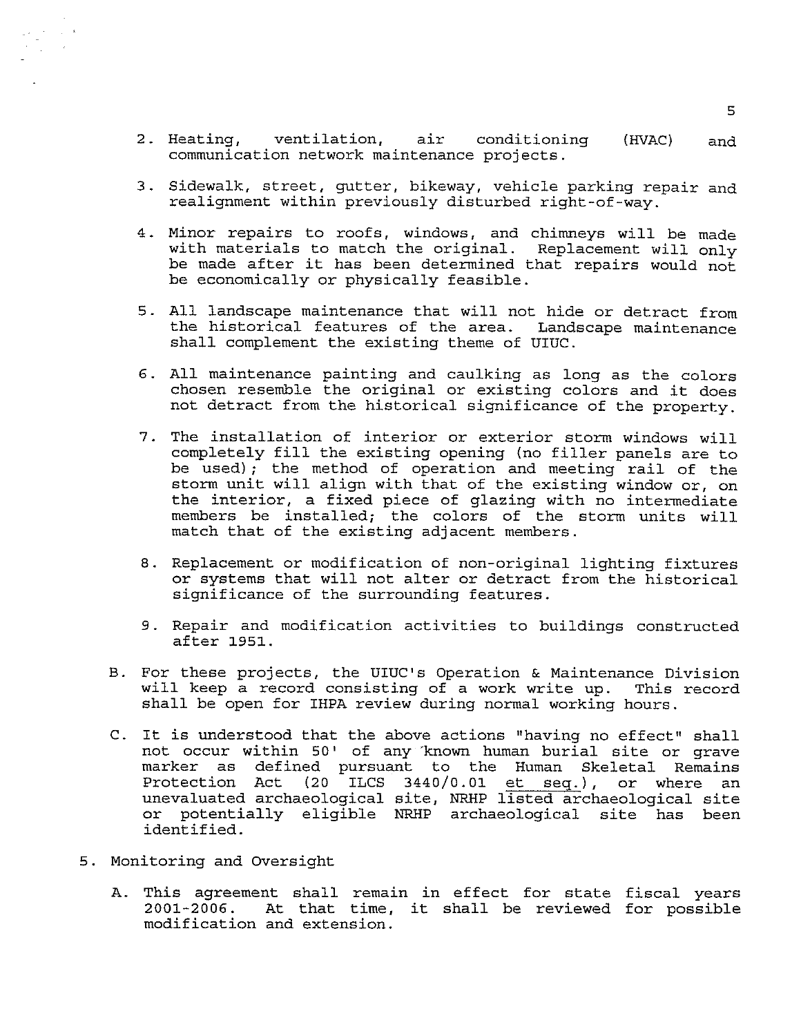2. Heating, ventilation, air conditioning (HVAC) and communication network maintenance projects.

3. Sidewalk, street, gutter, bikeway, vehicle parking repair and realignment within previously disturbed right-of-way.

4. Minor repairs to roofs, windows, and chimneys will be made with materials to match the original. Replacement will only be made after it has been determined that repairs would not be economically or physically feasible.

5. All landscape maintenance that will not hide or detract from the historical features of the area. Landscape maintenance shall complement the existing theme of UIUC.

6. All maintenance painting and caulking as long as the colors chosen resemble the original or existing colors and it does not detract from the historical significance of the property.

7. The installation of interior or exterior storm windows will completely fill the existing opening (no filler panels are to be used); the method of operation and meeting rail of the storm unit will align with that of the existing window or, on the interior, a fixed piece of glazing with no intermediate members be installed; the colors of the storm units will match that of the existing adjacent members.

8. Replacement or modification of non-original lighting fixtures or systems that will not alter or detract from the historical significance of the surrounding features.

9. Repair and modification activities to buildings constructed after 1951.

B. For these projects, the UIUC's Operation & Maintenance Division will keep a record consisting of a work write up. This record shall be open for IHPA review during normal working hours.

C. It is understood that the above actions "having no effect" shall not occur within 50' of any known human burial site or grave marker as defined pursuant to the Human Skeletal Remains Protection Act (20 ILCS 3440/0.01 et seq.), or where an unevaluated archaeological site, NRHP listed archaeological site or potentially eligible NRHP archaeological site has been identified.

5. Monitoring and Oversight

A. This agreement shall remain in effect for state fiscal years 2001-2006. At that time, it shall be reviewed for possible modification and extension.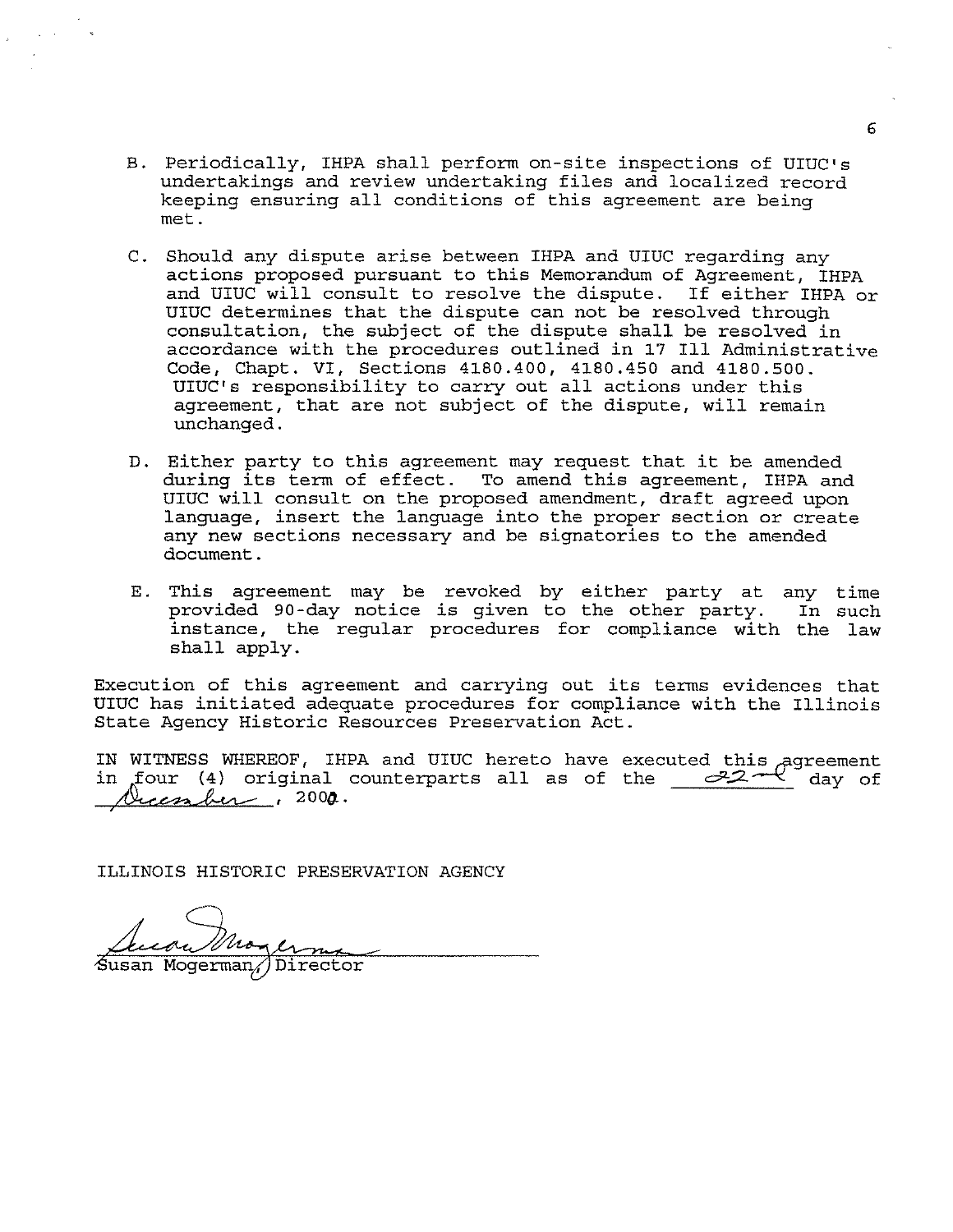B. Periodically, IHPA shall perform on-site inspections of UIUC's undertakings and review undertaking files and localized record keeping ensuring all conditions of this agreement are being met.

C. Should any dispute arise between IHPA and UIUC regarding any actions proposed pursuant to this Memorandum of Agreement, IHPA and UIUC will consult to resolve the dispute. If either IHPA or UIUC determines that the dispute can not be resolved through consultation, the subject of the dispute shall be resolved in accordance with the procedures outlined in 17 Ill Administrative Code, Chapt. VI, Sections 4180.400, 4180.450 and 4180.500. UIUC's responsibility to carry out all actions under this agreement, that are not subject of the dispute, will remain unchanged.

D. Either party to this agreement may request that it be amended during its term of effect. To amend this agreement, IHPA and UIUC will consult on the proposed amendment, draft agreed upon language, insert the language into the proper section or create any new sections necessary and be signatories to the amended document.

E. This agreement may be revoked by either party at any time provided 90-day notice is given to the other party. In such instance, the regular procedures for compliance with the law shall apply.

Execution of this agreement and carrying out its terms evidences that UIUC has initiated adequate procedures for compliance with the Illinois State Agency Historic Resources Preservation Act.

IN WITNESS WHEREOF, IHPA and UIUC hereto have executed this agreement in four (4) original counterparts all as of the 22nd day of December, 2000.

ILLINOIS HISTORIC PRESERVATION AGENCY

Susan Mogerman, Director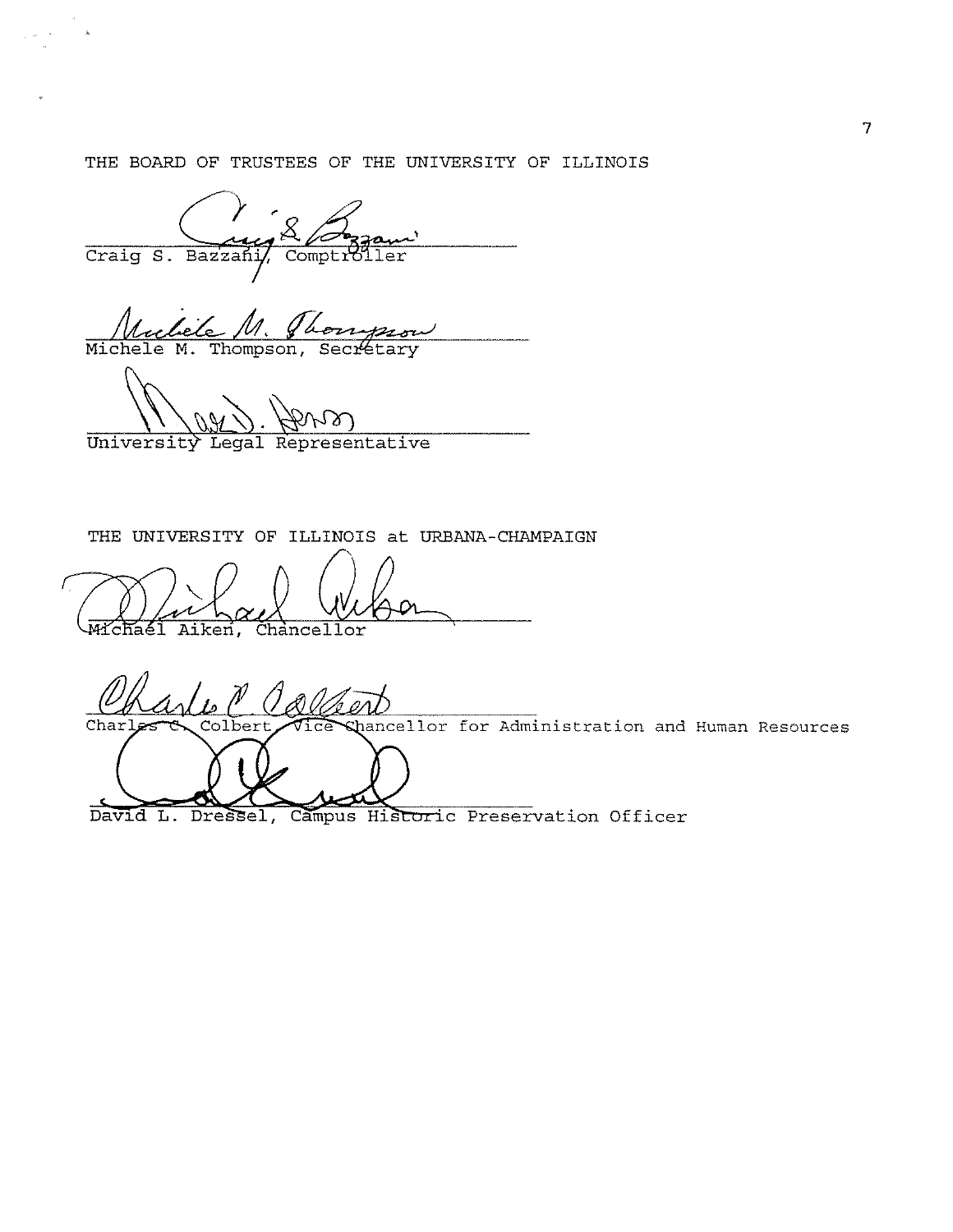THE BOARD OF TRUSTEES OF THE UNIVERSITY OF ILLINOIS

Craig S. Bazzani, Comptroller

Michele M. Thompson, Secretary

University Legal Representative

THE UNIVERSITY OF ILLINOIS at URBANA-CHAMPAIGN

Michael Aiken, Chancellor

Charles C. Colbert, Vice Chancellor for Administration and Human Resources

David L. Dressel, Campus Historic Preservation Officer